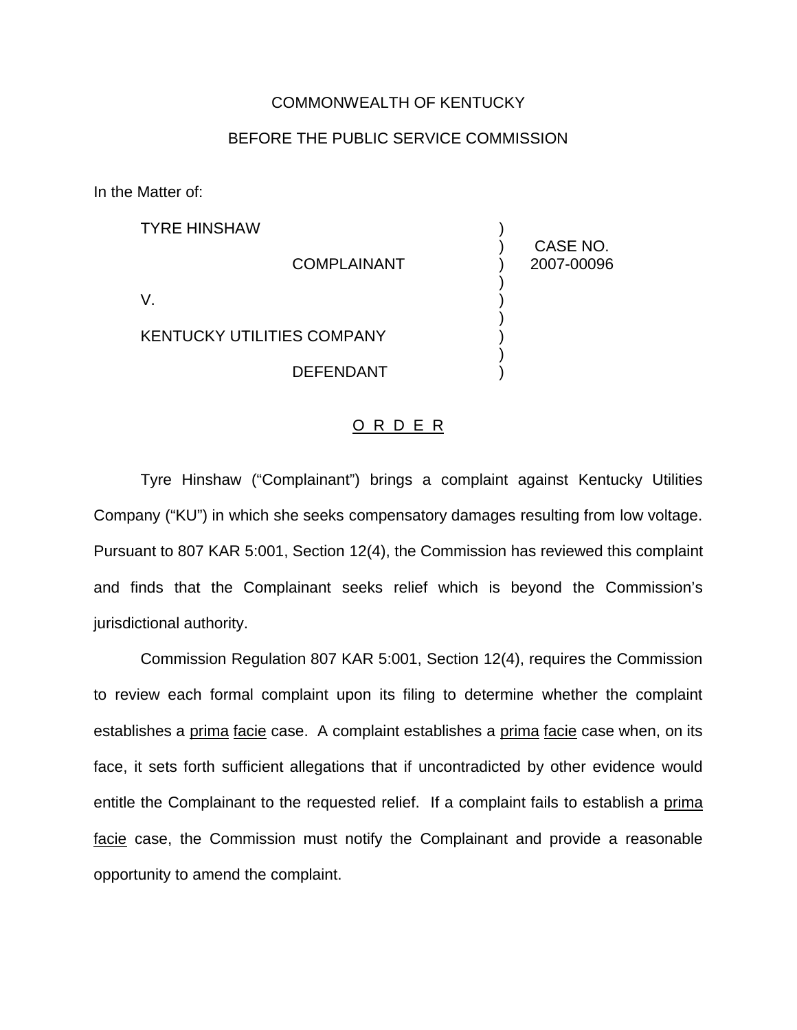COMMONWEALTH OF KENTUCKY

BEFORE THE PUBLIC SERVICE COMMISSION

In the Matter of:

| | | |
|---|---|---|
| TYRE HINSHAW | ) | |
| | ) | CASE NO. |
| COMPLAINANT | ) | 2007-00096 |
| | ) | |
| V. | ) | |
| | ) | |
| KENTUCKY UTILITIES COMPANY | ) | |
| | ) | |
| DEFENDANT | ) | |

## O R D E R

Tyre Hinshaw ("Complainant") brings a complaint against Kentucky Utilities Company ("KU") in which she seeks compensatory damages resulting from low voltage. Pursuant to 807 KAR 5:001, Section 12(4), the Commission has reviewed this complaint and finds that the Complainant seeks relief which is beyond the Commission's jurisdictional authority.

Commission Regulation 807 KAR 5:001, Section 12(4), requires the Commission to review each formal complaint upon its filing to determine whether the complaint establishes a prima facie case. A complaint establishes a prima facie case when, on its face, it sets forth sufficient allegations that if uncontradicted by other evidence would entitle the Complainant to the requested relief. If a complaint fails to establish a prima facie case, the Commission must notify the Complainant and provide a reasonable opportunity to amend the complaint.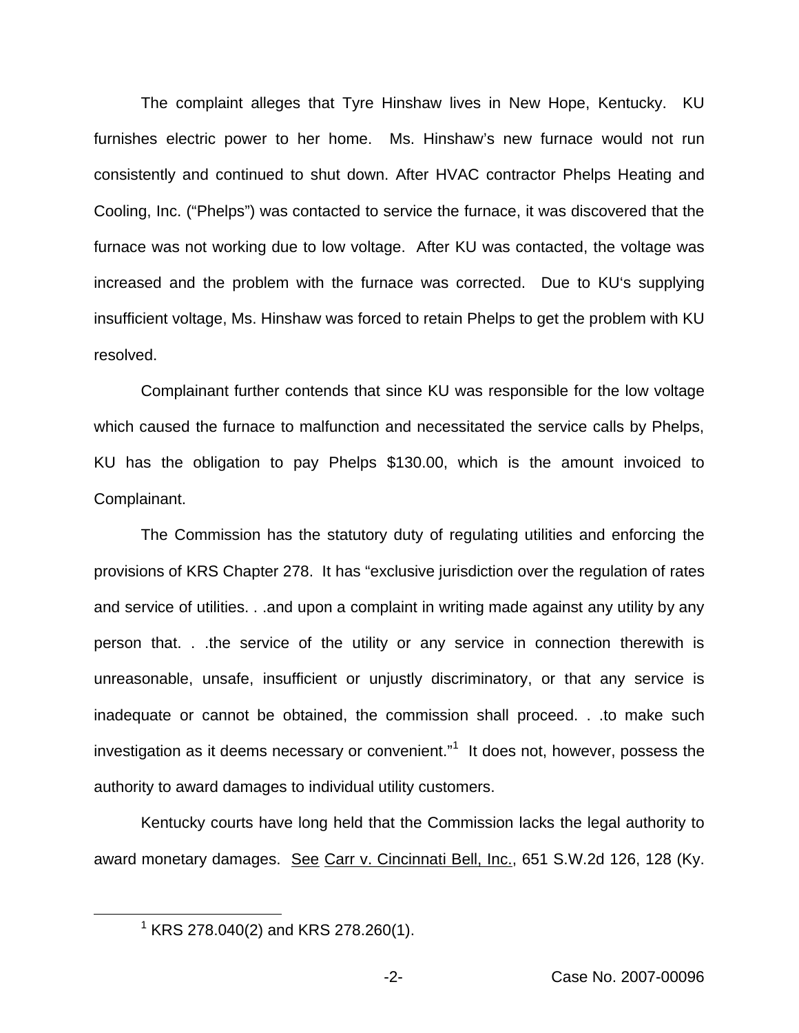The complaint alleges that Tyre Hinshaw lives in New Hope, Kentucky. KU furnishes electric power to her home. Ms. Hinshaw's new furnace would not run consistently and continued to shut down. After HVAC contractor Phelps Heating and Cooling, Inc. ("Phelps") was contacted to service the furnace, it was discovered that the furnace was not working due to low voltage. After KU was contacted, the voltage was increased and the problem with the furnace was corrected. Due to KU's supplying insufficient voltage, Ms. Hinshaw was forced to retain Phelps to get the problem with KU resolved.

Complainant further contends that since KU was responsible for the low voltage which caused the furnace to malfunction and necessitated the service calls by Phelps, KU has the obligation to pay Phelps $130.00, which is the amount invoiced to Complainant.

The Commission has the statutory duty of regulating utilities and enforcing the provisions of KRS Chapter 278. It has "exclusive jurisdiction over the regulation of rates and service of utilities. . .and upon a complaint in writing made against any utility by any person that. . .the service of the utility or any service in connection therewith is unreasonable, unsafe, insufficient or unjustly discriminatory, or that any service is inadequate or cannot be obtained, the commission shall proceed. . .to make such investigation as it deems necessary or convenient."[1] It does not, however, possess the authority to award damages to individual utility customers.

Kentucky courts have long held that the Commission lacks the legal authority to award monetary damages. See Carr v. Cincinnati Bell, Inc., 651 S.W.2d 126, 128 (Ky.

[1] KRS 278.040(2) and KRS 278.260(1).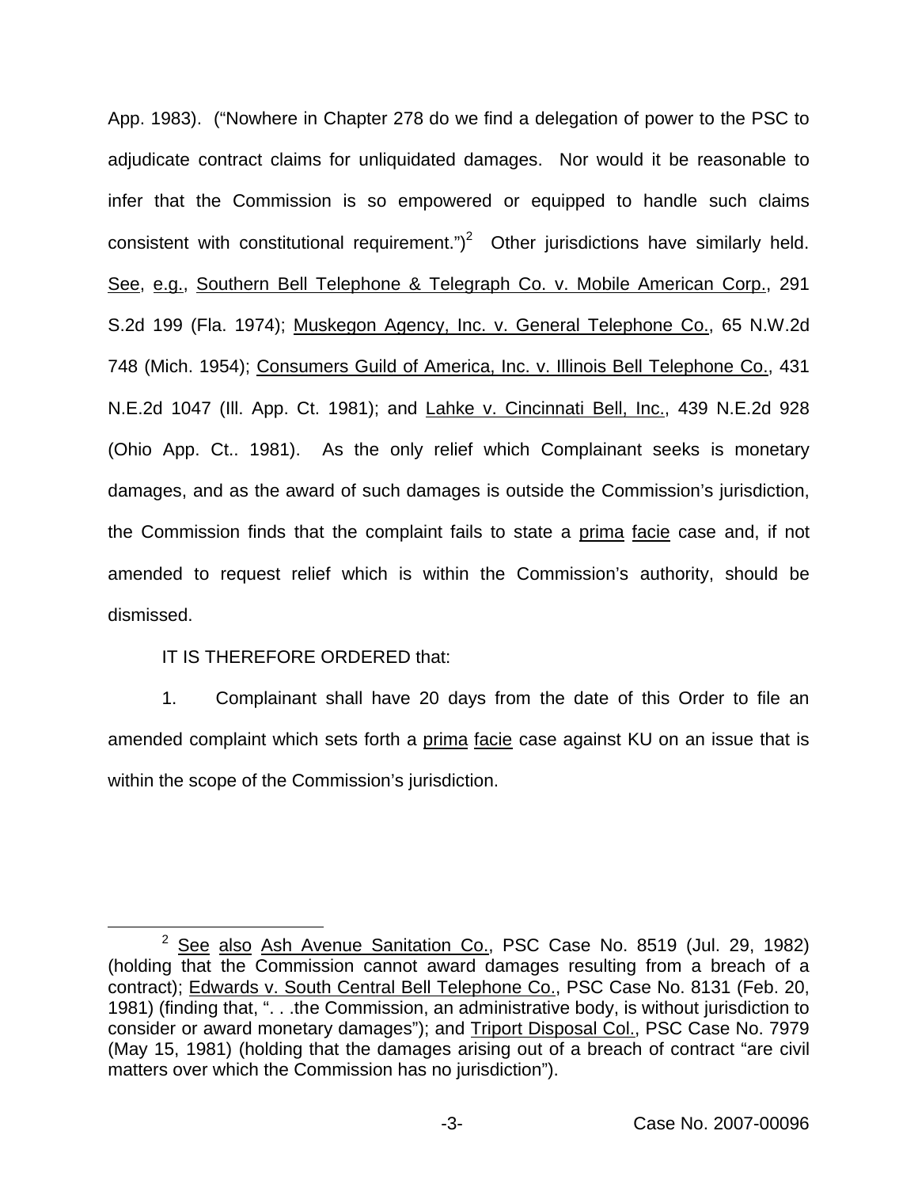App. 1983). ("Nowhere in Chapter 278 do we find a delegation of power to the PSC to adjudicate contract claims for unliquidated damages. Nor would it be reasonable to infer that the Commission is so empowered or equipped to handle such claims consistent with constitutional requirement.")[2] Other jurisdictions have similarly held. See, e.g., Southern Bell Telephone & Telegraph Co. v. Mobile American Corp., 291 S.2d 199 (Fla. 1974); Muskegon Agency, Inc. v. General Telephone Co., 65 N.W.2d 748 (Mich. 1954); Consumers Guild of America, Inc. v. Illinois Bell Telephone Co., 431 N.E.2d 1047 (Ill. App. Ct. 1981); and Lahke v. Cincinnati Bell, Inc., 439 N.E.2d 928 (Ohio App. Ct.. 1981). As the only relief which Complainant seeks is monetary damages, and as the award of such damages is outside the Commission's jurisdiction, the Commission finds that the complaint fails to state a prima facie case and, if not amended to request relief which is within the Commission's authority, should be dismissed.

IT IS THEREFORE ORDERED that:

1. Complainant shall have 20 days from the date of this Order to file an amended complaint which sets forth a prima facie case against KU on an issue that is within the scope of the Commission's jurisdiction.

[2] See also Ash Avenue Sanitation Co., PSC Case No. 8519 (Jul. 29, 1982) (holding that the Commission cannot award damages resulting from a breach of a contract); Edwards v. South Central Bell Telephone Co., PSC Case No. 8131 (Feb. 20, 1981) (finding that, ". . .the Commission, an administrative body, is without jurisdiction to consider or award monetary damages"); and Triport Disposal Col., PSC Case No. 7979 (May 15, 1981) (holding that the damages arising out of a breach of contract "are civil matters over which the Commission has no jurisdiction").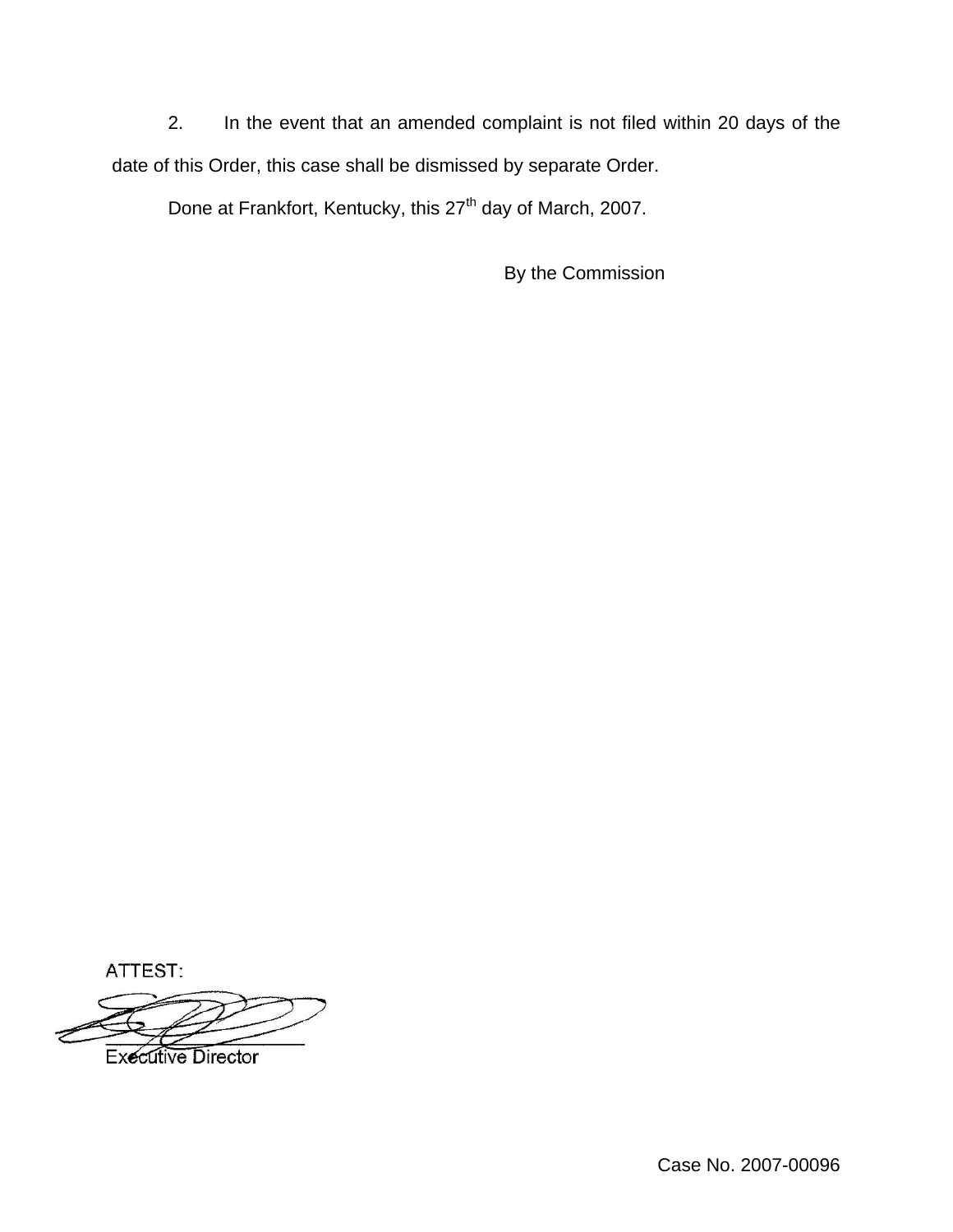2. In the event that an amended complaint is not filed within 20 days of the date of this Order, this case shall be dismissed by separate Order.

Done at Frankfort, Kentucky, this 27th day of March, 2007.

By the Commission

ATTEST:

Executive Director

Case No. 2007-00096